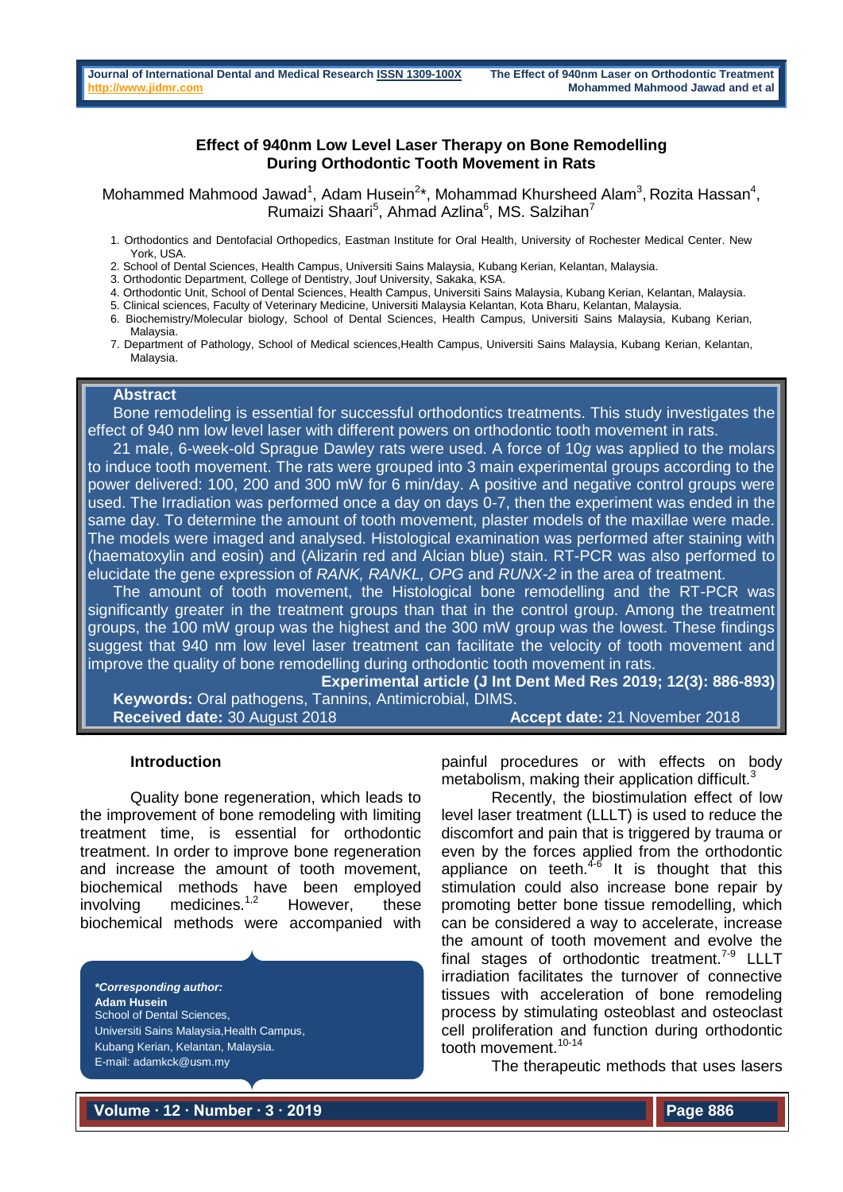# Effect of 940nm Low Level Laser Therapy on Bone Remodelling During Orthodontic Tooth Movement in Rats

Mohammed Mahmood Jawad[1], Adam Husein[2]*, Mohammad Khursheed Alam[3], Rozita Hassan[4], Rumaizi Shaari[5], Ahmad Azlina[6], MS. Salzihan[7]

1. Orthodontics and Dentofacial Orthopedics, Eastman Institute for Oral Health, University of Rochester Medical Center. New York, USA.
2. School of Dental Sciences, Health Campus, Universiti Sains Malaysia, Kubang Kerian, Kelantan, Malaysia.
3. Orthodontic Department, College of Dentistry, Jouf University, Sakaka, KSA.
4. Orthodontic Unit, School of Dental Sciences, Health Campus, Universiti Sains Malaysia, Kubang Kerian, Kelantan, Malaysia.
5. Clinical sciences, Faculty of Veterinary Medicine, Universiti Malaysia Kelantan, Kota Bharu, Kelantan, Malaysia.
6. Biochemistry/Molecular biology, School of Dental Sciences, Health Campus, Universiti Sains Malaysia, Kubang Kerian, Malaysia.
7. Department of Pathology, School of Medical sciences,Health Campus, Universiti Sains Malaysia, Kubang Kerian, Kelantan, Malaysia.

## Abstract

Bone remodeling is essential for successful orthodontics treatments. This study investigates the effect of 940 nm low level laser with different powers on orthodontic tooth movement in rats.

21 male, 6-week-old Sprague Dawley rats were used. A force of 10*g* was applied to the molars to induce tooth movement. The rats were grouped into 3 main experimental groups according to the power delivered: 100, 200 and 300 mW for 6 min/day. A positive and negative control groups were used. The Irradiation was performed once a day on days 0-7, then the experiment was ended in the same day. To determine the amount of tooth movement, plaster models of the maxillae were made. The models were imaged and analysed. Histological examination was performed after staining with (haematoxylin and eosin) and (Alizarin red and Alcian blue) stain. RT-PCR was also performed to elucidate the gene expression of *RANK, RANKL, OPG* and *RUNX-2* in the area of treatment.

The amount of tooth movement, the Histological bone remodelling and the RT-PCR was significantly greater in the treatment groups than that in the control group. Among the treatment groups, the 100 mW group was the highest and the 300 mW group was the lowest. These findings suggest that 940 nm low level laser treatment can facilitate the velocity of tooth movement and improve the quality of bone remodelling during orthodontic tooth movement in rats.

**Experimental article (J Int Dent Med Res 2019; 12(3): 886-893)**

**Keywords:** Oral pathogens, Tannins, Antimicrobial, DIMS.

**Received date:** 30 August 2018 **Accept date:** 21 November 2018

## Introduction

Quality bone regeneration, which leads to the improvement of bone remodeling with limiting treatment time, is essential for orthodontic treatment. In order to improve bone regeneration and increase the amount of tooth movement, biochemical methods have been employed involving medicines.[1,2] However, these biochemical methods were accompanied with painful procedures or with effects on body metabolism, making their application difficult.[3]

Recently, the biostimulation effect of low level laser treatment (LLLT) is used to reduce the discomfort and pain that is triggered by trauma or even by the forces applied from the orthodontic appliance on teeth.[4-6] It is thought that this stimulation could also increase bone repair by promoting better bone tissue remodelling, which can be considered a way to accelerate, increase the amount of tooth movement and evolve the final stages of orthodontic treatment.[7-9] LLLT irradiation facilitates the turnover of connective tissues with acceleration of bone remodeling process by stimulating osteoblast and osteoclast cell proliferation and function during orthodontic tooth movement.[10-14]

The therapeutic methods that uses lasers

***Corresponding author:***
**Adam Husein**
School of Dental Sciences,
Universiti Sains Malaysia,Health Campus,
Kubang Kerian, Kelantan, Malaysia.
E-mail: adamkck@usm.my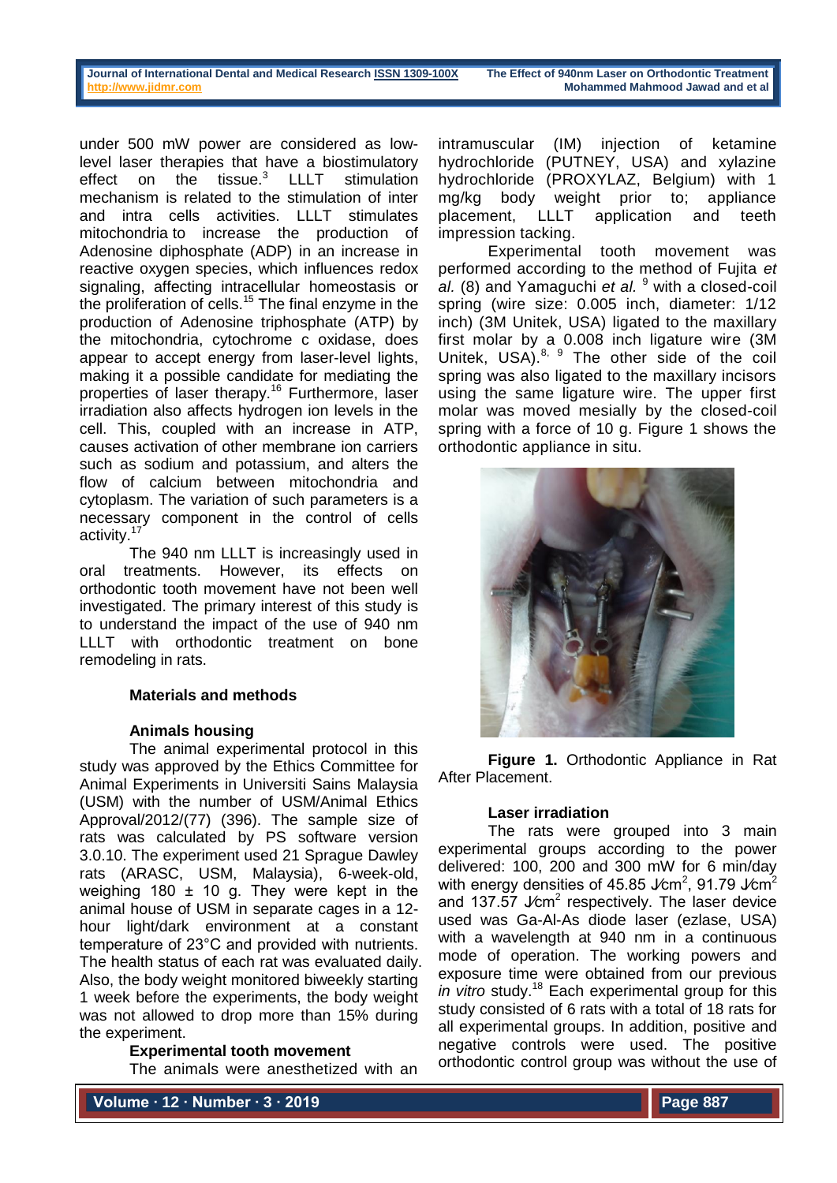under 500 mW power are considered as low-level laser therapies that have a biostimulatory effect on the tissue.[3] LLLT stimulation mechanism is related to the stimulation of inter and intra cells activities. LLLT stimulates mitochondria to increase the production of Adenosine diphosphate (ADP) in an increase in reactive oxygen species, which influences redox signaling, affecting intracellular homeostasis or the proliferation of cells.[15] The final enzyme in the production of Adenosine triphosphate (ATP) by the mitochondria, cytochrome c oxidase, does appear to accept energy from laser-level lights, making it a possible candidate for mediating the properties of laser therapy.[16] Furthermore, laser irradiation also affects hydrogen ion levels in the cell. This, coupled with an increase in ATP, causes activation of other membrane ion carriers such as sodium and potassium, and alters the flow of calcium between mitochondria and cytoplasm. The variation of such parameters is a necessary component in the control of cells activity.[17]

The 940 nm LLLT is increasingly used in oral treatments. However, its effects on orthodontic tooth movement have not been well investigated. The primary interest of this study is to understand the impact of the use of 940 nm LLLT with orthodontic treatment on bone remodeling in rats.

## Materials and methods

### Animals housing

The animal experimental protocol in this study was approved by the Ethics Committee for Animal Experiments in Universiti Sains Malaysia (USM) with the number of USM/Animal Ethics Approval/2012/(77) (396). The sample size of rats was calculated by PS software version 3.0.10. The experiment used 21 Sprague Dawley rats (ARASC, USM, Malaysia), 6-week-old, weighing 180 ± 10 g. They were kept in the animal house of USM in separate cages in a 12-hour light/dark environment at a constant temperature of 23°C and provided with nutrients. The health status of each rat was evaluated daily. Also, the body weight monitored biweekly starting 1 week before the experiments, the body weight was not allowed to drop more than 15% during the experiment.

### Experimental tooth movement

The animals were anesthetized with an intramuscular (IM) injection of ketamine hydrochloride (PUTNEY, USA) and xylazine hydrochloride (PROXYLAZ, Belgium) with 1 mg/kg body weight prior to; appliance placement, LLLT application and teeth impression tacking.

Experimental tooth movement was performed according to the method of Fujita *et al.* (8) and Yamaguchi *et al.* [9] with a closed-coil spring (wire size: 0.005 inch, diameter: 1/12 inch) (3M Unitek, USA) ligated to the maxillary first molar by a 0.008 inch ligature wire (3M Unitek, USA).[8, 9] The other side of the coil spring was also ligated to the maxillary incisors using the same ligature wire. The upper first molar was moved mesially by the closed-coil spring with a force of 10 g. Figure 1 shows the orthodontic appliance in situ.

**Figure 1.** Orthodontic Appliance in Rat After Placement.

### Laser irradiation

The rats were grouped into 3 main experimental groups according to the power delivered: 100, 200 and 300 mW for 6 min/day with energy densities of 45.85 J/cm$^2$, 91.79 J/cm$^2$ and 137.57 J/cm$^2$ respectively. The laser device used was Ga-Al-As diode laser (ezlase, USA) with a wavelength at 940 nm in a continuous mode of operation. The working powers and exposure time were obtained from our previous *in vitro* study.[18] Each experimental group for this study consisted of 6 rats with a total of 18 rats for all experimental groups. In addition, positive and negative controls were used. The positive orthodontic control group was without the use of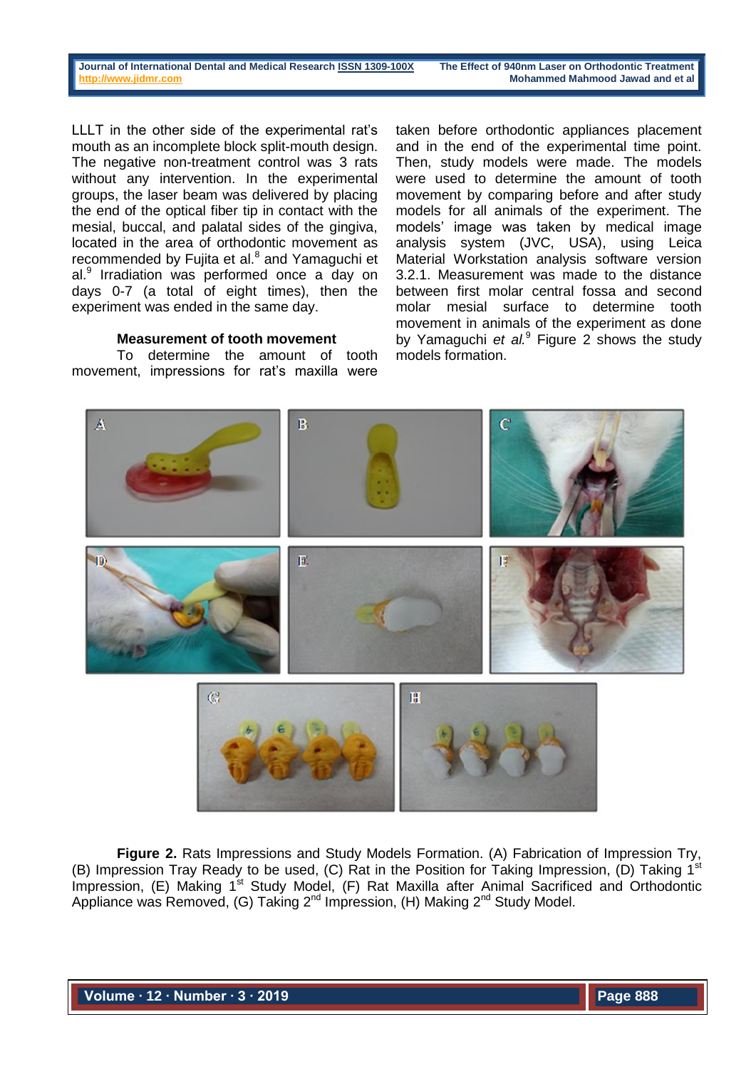LLLT in the other side of the experimental rat's mouth as an incomplete block split-mouth design. The negative non-treatment control was 3 rats without any intervention. In the experimental groups, the laser beam was delivered by placing the end of the optical fiber tip in contact with the mesial, buccal, and palatal sides of the gingiva, located in the area of orthodontic movement as recommended by Fujita et al.[8] and Yamaguchi et al.[9] Irradiation was performed once a day on days 0-7 (a total of eight times), then the experiment was ended in the same day.

### Measurement of tooth movement

To determine the amount of tooth movement, impressions for rat's maxilla were taken before orthodontic appliances placement and in the end of the experimental time point. Then, study models were made. The models were used to determine the amount of tooth movement by comparing before and after study models for all animals of the experiment. The models' image was taken by medical image analysis system (JVC, USA), using Leica Material Workstation analysis software version 3.2.1. Measurement was made to the distance between first molar central fossa and second molar mesial surface to determine tooth movement in animals of the experiment as done by Yamaguchi *et al.*[9] Figure 2 shows the study models formation.

**Figure 2.** Rats Impressions and Study Models Formation. (A) Fabrication of Impression Try, (B) Impression Tray Ready to be used, (C) Rat in the Position for Taking Impression, (D) Taking 1st Impression, (E) Making 1st Study Model, (F) Rat Maxilla after Animal Sacrificed and Orthodontic Appliance was Removed, (G) Taking 2nd Impression, (H) Making 2nd Study Model.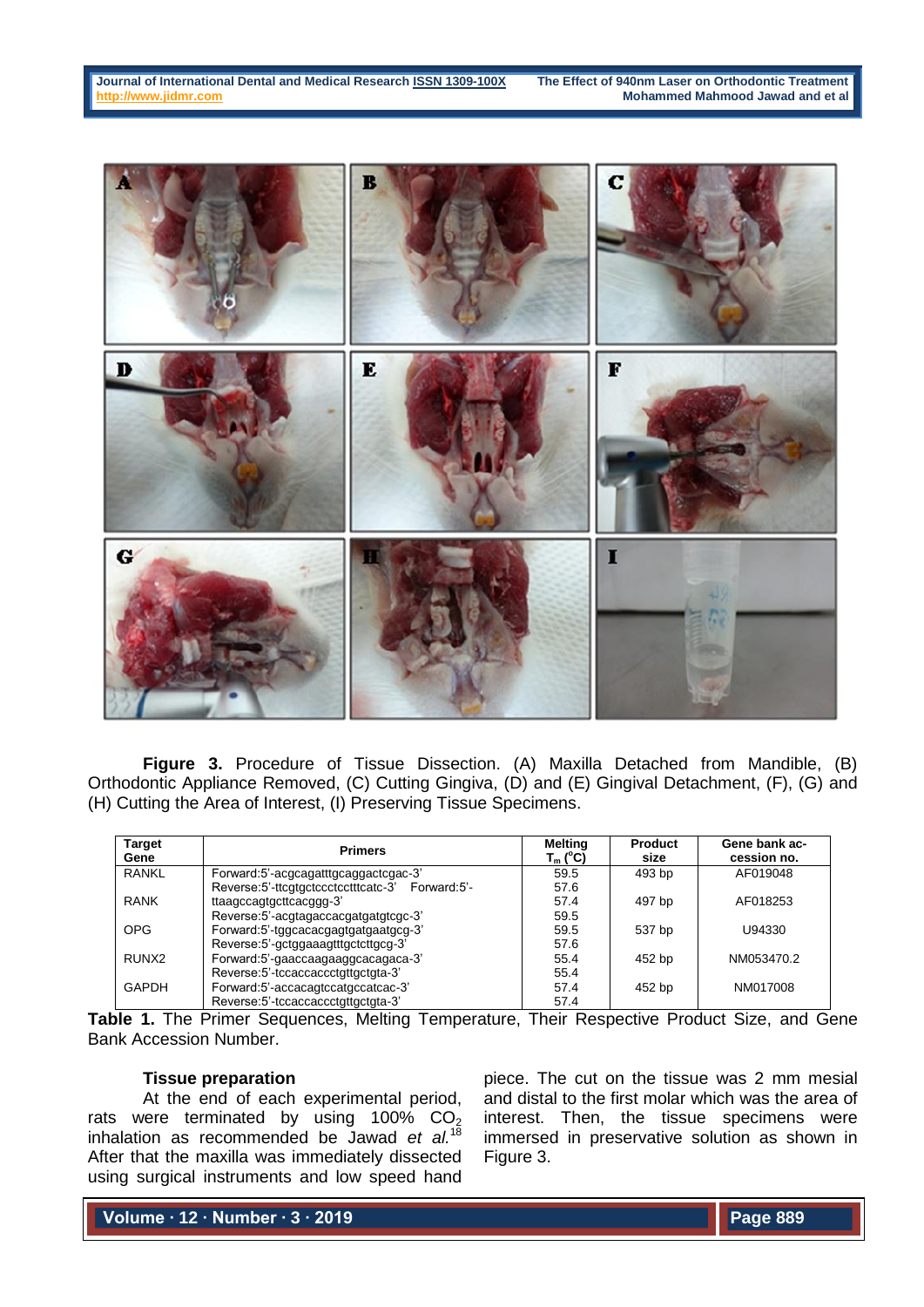**Figure 3.** Procedure of Tissue Dissection. (A) Maxilla Detached from Mandible, (B) Orthodontic Appliance Removed, (C) Cutting Gingiva, (D) and (E) Gingival Detachment, (F), (G) and (H) Cutting the Area of Interest, (I) Preserving Tissue Specimens.

| Target Gene | Primers | Melting $T_m$ (°C) | Product size | Gene bank accession no. |
|---|---|---|---|---|
| RANKL | Forward:5'-acgcagatttgcaggactcgac-3' | 59.5 | 493 bp | AF019048 |
| | Reverse:5'-ttcgtgctccctcctttcatc-3' | 57.6 | | |
| RANK | Forward:5'-ttaagccagtgcttcacggg-3' | 57.4 | 497 bp | AF018253 |
| | Reverse:5'-acgtagaccacgatgatgtcgc-3' | 59.5 | | |
| OPG | Forward:5'-tggcacacgagtgatgaatgcg-3' | 59.5 | 537 bp | U94330 |
| | Reverse:5'-gctggaaagtttgctcttgcg-3' | 57.6 | | |
| RUNX2 | Forward:5'-gaaccaagaaggcacagaca-3' | 55.4 | 452 bp | NM053470.2 |
| | Reverse:5'-tccaccaccctgttgctgta-3' | 55.4 | | |
| GAPDH | Forward:5'-accacagtccatgccatcac-3' | 57.4 | 452 bp | NM017008 |
| | Reverse:5'-tccaccaccctgttgctgta-3' | 57.4 | | |

**Table 1.** The Primer Sequences, Melting Temperature, Their Respective Product Size, and Gene Bank Accession Number.

### Tissue preparation

At the end of each experimental period, rats were terminated by using 100% $CO_2$ inhalation as recommended be Jawad *et al.*[18] After that the maxilla was immediately dissected using surgical instruments and low speed hand piece. The cut on the tissue was 2 mm mesial and distal to the first molar which was the area of interest. Then, the tissue specimens were immersed in preservative solution as shown in Figure 3.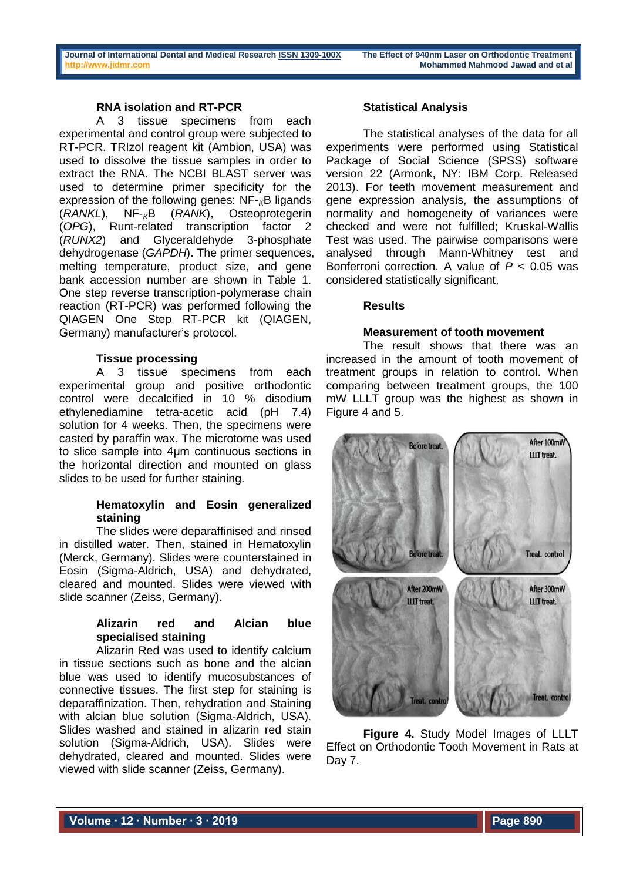### RNA isolation and RT-PCR

A 3 tissue specimens from each experimental and control group were subjected to RT-PCR. TRIzol reagent kit (Ambion, USA) was used to dissolve the tissue samples in order to extract the RNA. The NCBI BLAST server was used to determine primer specificity for the expression of the following genes: NF-$_{K}$B ligands (*RANKL*), NF-$_{K}$B (*RANK*), Osteoprotegerin (*OPG*), Runt-related transcription factor 2 (*RUNX2*) and Glyceraldehyde 3-phosphate dehydrogenase (*GAPDH*). The primer sequences, melting temperature, product size, and gene bank accession number are shown in Table 1. One step reverse transcription-polymerase chain reaction (RT-PCR) was performed following the QIAGEN One Step RT-PCR kit (QIAGEN, Germany) manufacturer's protocol.

### Tissue processing

A 3 tissue specimens from each experimental group and positive orthodontic control were decalcified in 10 % disodium ethylenediamine tetra-acetic acid (pH 7.4) solution for 4 weeks. Then, the specimens were casted by paraffin wax. The microtome was used to slice sample into 4μm continuous sections in the horizontal direction and mounted on glass slides to be used for further staining.

### Hematoxylin and Eosin generalized staining

The slides were deparaffinised and rinsed in distilled water. Then, stained in Hematoxylin (Merck, Germany). Slides were counterstained in Eosin (Sigma-Aldrich, USA) and dehydrated, cleared and mounted. Slides were viewed with slide scanner (Zeiss, Germany).

### Alizarin red and Alcian blue specialised staining

Alizarin Red was used to identify calcium in tissue sections such as bone and the alcian blue was used to identify mucosubstances of connective tissues. The first step for staining is deparaffinization. Then, rehydration and Staining with alcian blue solution (Sigma-Aldrich, USA). Slides washed and stained in alizarin red stain solution (Sigma-Aldrich, USA). Slides were dehydrated, cleared and mounted. Slides were viewed with slide scanner (Zeiss, Germany).

### Statistical Analysis

The statistical analyses of the data for all experiments were performed using Statistical Package of Social Science (SPSS) software version 22 (Armonk, NY: IBM Corp. Released 2013). For teeth movement measurement and gene expression analysis, the assumptions of normality and homogeneity of variances were checked and were not fulfilled; Kruskal-Wallis Test was used. The pairwise comparisons were analysed through Mann-Whitney test and Bonferroni correction. A value of $P < 0.05$ was considered statistically significant.

## Results

### Measurement of tooth movement

The result shows that there was an increased in the amount of tooth movement of treatment groups in relation to control. When comparing between treatment groups, the 100 mW LLLT group was the highest as shown in Figure 4 and 5.

**Figure 4.** Study Model Images of LLLT Effect on Orthodontic Tooth Movement in Rats at Day 7.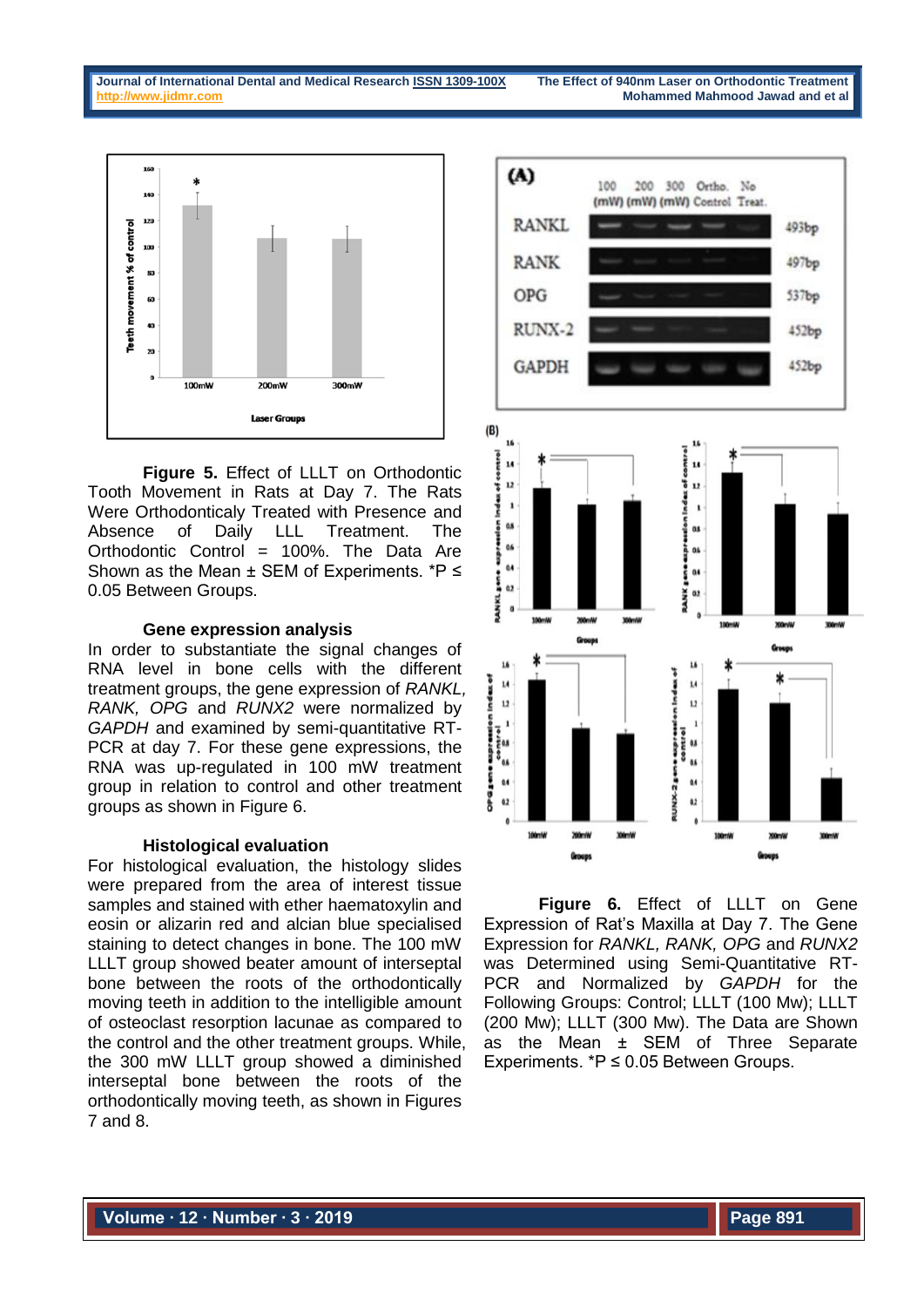**Figure 5.** Effect of LLLT on Orthodontic Tooth Movement in Rats at Day 7. The Rats Were Orthodonticaly Treated with Presence and Absence of Daily LLL Treatment. The Orthodontic Control = 100%. The Data Are Shown as the Mean ± SEM of Experiments. *P ≤ 0.05 Between Groups.

### Gene expression analysis

In order to substantiate the signal changes of RNA level in bone cells with the different treatment groups, the gene expression of *RANKL, RANK, OPG* and *RUNX2* were normalized by *GAPDH* and examined by semi-quantitative RT-PCR at day 7. For these gene expressions, the RNA was up-regulated in 100 mW treatment group in relation to control and other treatment groups as shown in Figure 6.

### Histological evaluation

For histological evaluation, the histology slides were prepared from the area of interest tissue samples and stained with ether haematoxylin and eosin or alizarin red and alcian blue specialised staining to detect changes in bone. The 100 mW LLLT group showed beater amount of interseptal bone between the roots of the orthodontically moving teeth in addition to the intelligible amount of osteoclast resorption lacunae as compared to the control and the other treatment groups. While, the 300 mW LLLT group showed a diminished interseptal bone between the roots of the orthodontically moving teeth, as shown in Figures 7 and 8.

**Figure 6.** Effect of LLLT on Gene Expression of Rat's Maxilla at Day 7. The Gene Expression for *RANKL, RANK, OPG* and *RUNX2* was Determined using Semi-Quantitative RT-PCR and Normalized by *GAPDH* for the Following Groups: Control; LLLT (100 Mw); LLLT (200 Mw); LLLT (300 Mw). The Data are Shown as the Mean ± SEM of Three Separate Experiments. *P ≤ 0.05 Between Groups.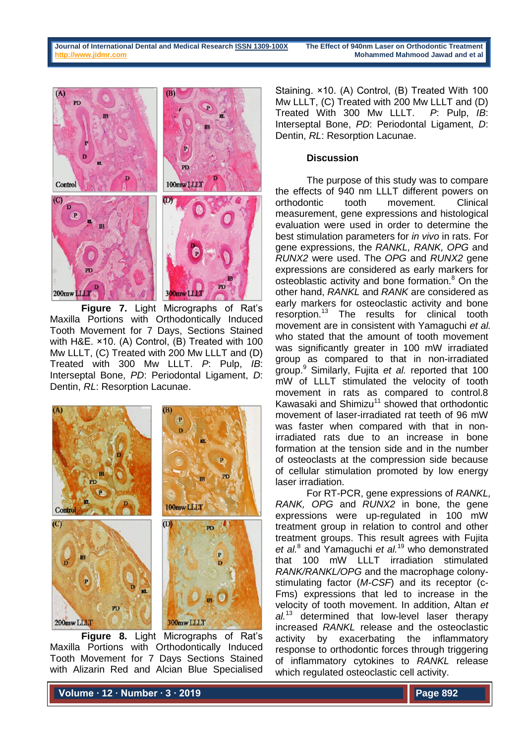**Figure 7.** Light Micrographs of Rat's Maxilla Portions with Orthodontically Induced Tooth Movement for 7 Days, Sections Stained with H&E. ×10. (A) Control, (B) Treated with 100 Mw LLLT, (C) Treated with 200 Mw LLLT and (D) Treated with 300 Mw LLLT. *P*: Pulp, *IB*: Interseptal Bone, *PD*: Periodontal Ligament, *D*: Dentin, *RL*: Resorption Lacunae.

**Figure 8.** Light Micrographs of Rat's Maxilla Portions with Orthodontically Induced Tooth Movement for 7 Days Sections Stained with Alizarin Red and Alcian Blue Specialised Staining. ×10. (A) Control, (B) Treated With 100 Mw LLLT, (C) Treated with 200 Mw LLLT and (D) Treated With 300 Mw LLLT. *P*: Pulp, *IB*: Interseptal Bone, *PD*: Periodontal Ligament, *D*: Dentin, *RL*: Resorption Lacunae.

## Discussion

The purpose of this study was to compare the effects of 940 nm LLLT different powers on orthodontic tooth movement. Clinical measurement, gene expressions and histological evaluation were used in order to determine the best stimulation parameters for *in vivo* in rats. For gene expressions, the *RANKL, RANK, OPG* and *RUNX2* were used. The *OPG* and *RUNX2* gene expressions are considered as early markers for osteoblastic activity and bone formation.[8] On the other hand, *RANKL* and *RANK* are considered as early markers for osteoclastic activity and bone resorption.[13] The results for clinical tooth movement are in consistent with Yamaguchi *et al.* who stated that the amount of tooth movement was significantly greater in 100 mW irradiated group as compared to that in non-irradiated group.[9] Similarly, Fujita *et al.* reported that 100 mW of LLLT stimulated the velocity of tooth movement in rats as compared to control.8 Kawasaki and Shimizu[11] showed that orthodontic movement of laser-irradiated rat teeth of 96 mW was faster when compared with that in non-irradiated rats due to an increase in bone formation at the tension side and in the number of osteoclasts at the compression side because of cellular stimulation promoted by low energy laser irradiation.

For RT-PCR, gene expressions of *RANKL, RANK, OPG* and *RUNX2* in bone, the gene expressions were up-regulated in 100 mW treatment group in relation to control and other treatment groups. This result agrees with Fujita *et al.*[8] and Yamaguchi *et al.*[19] who demonstrated that 100 mW LLLT irradiation stimulated *RANK/RANKL/OPG* and the macrophage colony-stimulating factor (*M-CSF*) and its receptor (c-Fms) expressions that led to increase in the velocity of tooth movement. In addition, Altan *et al.*[13] determined that low-level laser therapy increased *RANKL* release and the osteoclastic activity by exacerbating the inflammatory response to orthodontic forces through triggering of inflammatory cytokines to *RANKL* release which regulated osteoclastic cell activity.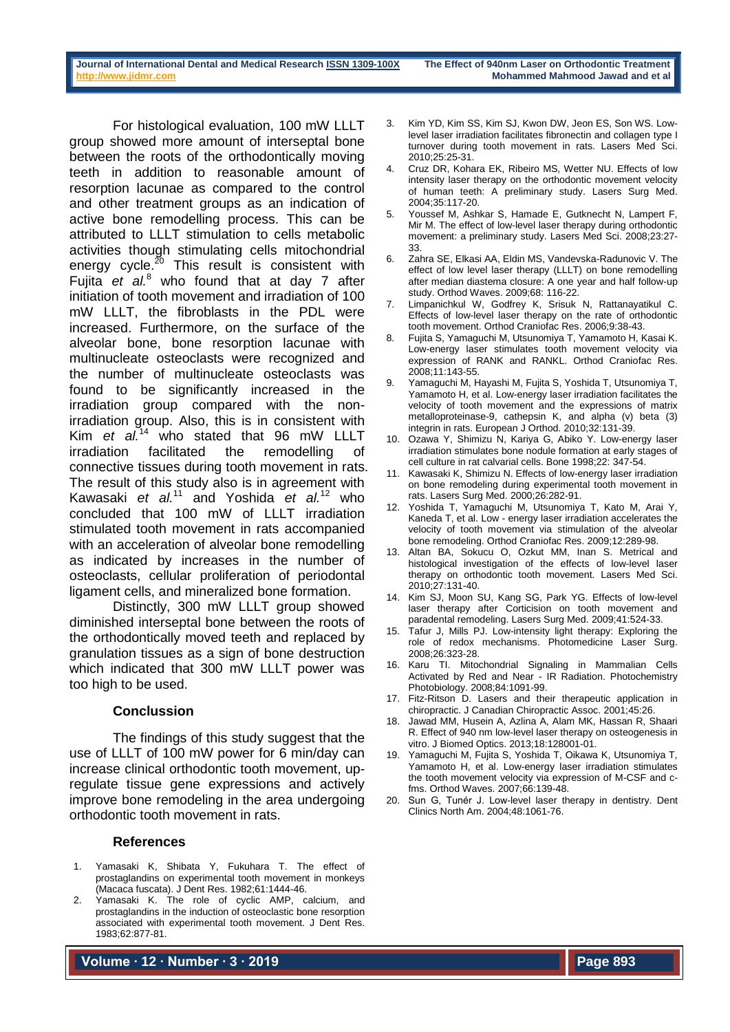For histological evaluation, 100 mW LLLT group showed more amount of interseptal bone between the roots of the orthodontically moving teeth in addition to reasonable amount of resorption lacunae as compared to the control and other treatment groups as an indication of active bone remodelling process. This can be attributed to LLLT stimulation to cells metabolic activities though stimulating cells mitochondrial energy cycle.[20] This result is consistent with Fujita *et al.*[8] who found that at day 7 after initiation of tooth movement and irradiation of 100 mW LLLT, the fibroblasts in the PDL were increased. Furthermore, on the surface of the alveolar bone, bone resorption lacunae with multinucleate osteoclasts were recognized and the number of multinucleate osteoclasts was found to be significantly increased in the irradiation group compared with the non-irradiation group. Also, this is in consistent with Kim *et al.*[14] who stated that 96 mW LLLT irradiation facilitated the remodelling of connective tissues during tooth movement in rats. The result of this study also is in agreement with Kawasaki *et al.*[11] and Yoshida *et al.*[12] who concluded that 100 mW of LLLT irradiation stimulated tooth movement in rats accompanied with an acceleration of alveolar bone remodelling as indicated by increases in the number of osteoclasts, cellular proliferation of periodontal ligament cells, and mineralized bone formation.

Distinctly, 300 mW LLLT group showed diminished interseptal bone between the roots of the orthodontically moved teeth and replaced by granulation tissues as a sign of bone destruction which indicated that 300 mW LLLT power was too high to be used.

## Conclussion

The findings of this study suggest that the use of LLLT of 100 mW power for 6 min/day can increase clinical orthodontic tooth movement, up-regulate tissue gene expressions and actively improve bone remodeling in the area undergoing orthodontic tooth movement in rats.

## References

1. Yamasaki K, Shibata Y, Fukuhara T. The effect of prostaglandins on experimental tooth movement in monkeys (Macaca fuscata). J Dent Res. 1982;61:1444-46.
2. Yamasaki K. The role of cyclic AMP, calcium, and prostaglandins in the induction of osteoclastic bone resorption associated with experimental tooth movement. J Dent Res. 1983;62:877-81.
3. Kim YD, Kim SS, Kim SJ, Kwon DW, Jeon ES, Son WS. Low-level laser irradiation facilitates fibronectin and collagen type I turnover during tooth movement in rats. Lasers Med Sci. 2010;25:25-31.
4. Cruz DR, Kohara EK, Ribeiro MS, Wetter NU. Effects of low intensity laser therapy on the orthodontic movement velocity of human teeth: A preliminary study. Lasers Surg Med. 2004;35:117-20.
5. Youssef M, Ashkar S, Hamade E, Gutknecht N, Lampert F, Mir M. The effect of low-level laser therapy during orthodontic movement: a preliminary study. Lasers Med Sci. 2008;23:27-33.
6. Zahra SE, Elkasi AA, Eldin MS, Vandevska-Radunovic V. The effect of low level laser therapy (LLLT) on bone remodelling after median diastema closure: A one year and half follow-up study. Orthod Waves. 2009;68: 116-22.
7. Limpanichkul W, Godfrey K, Srisuk N, Rattanayatikul C. Effects of low-level laser therapy on the rate of orthodontic tooth movement. Orthod Craniofac Res. 2006;9:38-43.
8. Fujita S, Yamaguchi M, Utsunomiya T, Yamamoto H, Kasai K. Low-energy laser stimulates tooth movement velocity via expression of RANK and RANKL. Orthod Craniofac Res. 2008;11:143-55.
9. Yamaguchi M, Hayashi M, Fujita S, Yoshida T, Utsunomiya T, Yamamoto H, et al. Low-energy laser irradiation facilitates the velocity of tooth movement and the expressions of matrix metalloproteinase-9, cathepsin K, and alpha (v) beta (3) integrin in rats. European J Orthod. 2010;32:131-39.
10. Ozawa Y, Shimizu N, Kariya G, Abiko Y. Low-energy laser irradiation stimulates bone nodule formation at early stages of cell culture in rat calvarial cells. Bone 1998;22: 347-54.
11. Kawasaki K, Shimizu N. Effects of low-energy laser irradiation on bone remodeling during experimental tooth movement in rats. Lasers Surg Med. 2000;26:282-91.
12. Yoshida T, Yamaguchi M, Utsunomiya T, Kato M, Arai Y, Kaneda T, et al. Low - energy laser irradiation accelerates the velocity of tooth movement via stimulation of the alveolar bone remodeling. Orthod Craniofac Res. 2009;12:289-98.
13. Altan BA, Sokucu O, Ozkut MM, Inan S. Metrical and histological investigation of the effects of low-level laser therapy on orthodontic tooth movement. Lasers Med Sci. 2010;27:131-40.
14. Kim SJ, Moon SU, Kang SG, Park YG. Effects of low-level laser therapy after Corticision on tooth movement and paradental remodeling. Lasers Surg Med. 2009;41:524-33.
15. Tafur J, Mills PJ. Low-intensity light therapy: Exploring the role of redox mechanisms. Photomedicine Laser Surg. 2008;26:323-28.
16. Karu TI. Mitochondrial Signaling in Mammalian Cells Activated by Red and Near - IR Radiation. Photochemistry Photobiology. 2008;84:1091-99.
17. Fitz-Ritson D. Lasers and their therapeutic application in chiropractic. J Canadian Chiropractic Assoc. 2001;45:26.
18. Jawad MM, Husein A, Azlina A, Alam MK, Hassan R, Shaari R. Effect of 940 nm low-level laser therapy on osteogenesis in vitro. J Biomed Optics. 2013;18:128001-01.
19. Yamaguchi M, Fujita S, Yoshida T, Oikawa K, Utsunomiya T, Yamamoto H, et al. Low-energy laser irradiation stimulates the tooth movement velocity via expression of M-CSF and c-fms. Orthod Waves. 2007;66:139-48.
20. Sun G, Tunér J. Low-level laser therapy in dentistry. Dent Clinics North Am. 2004;48:1061-76.